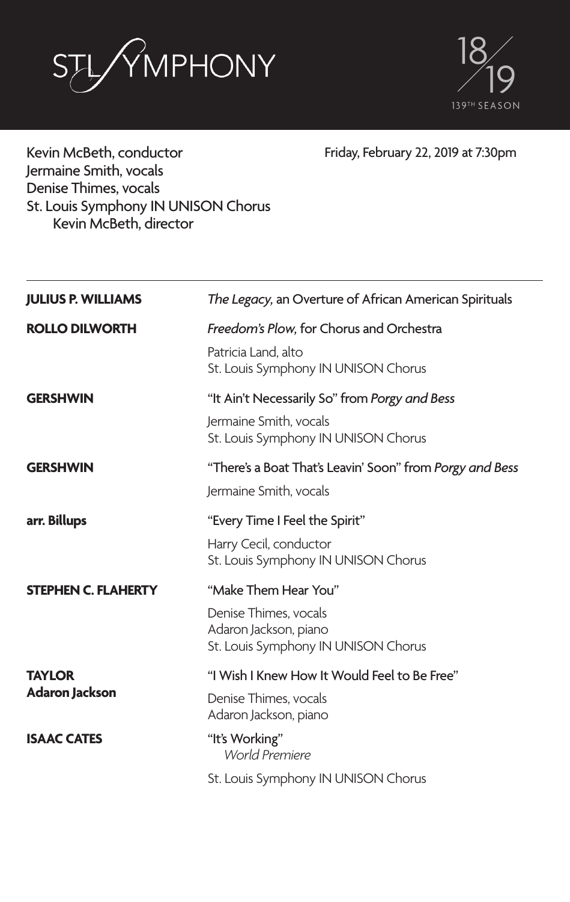# STL SYMPHONY

18/19
139TH SEASON

Kevin McBeth, conductor
Jermaine Smith, vocals
Denise Thimes, vocals
St. Louis Symphony IN UNISON Chorus
Kevin McBeth, director

Friday, February 22, 2019 at 7:30pm

---

**JULIUS P. WILLIAMS** — *The Legacy,* an Overture of African American Spirituals

**ROLLO DILWORTH** — *Freedom's Plow,* for Chorus and Orchestra
Patricia Land, alto
St. Louis Symphony IN UNISON Chorus

**GERSHWIN** — "It Ain't Necessarily So" from *Porgy and Bess*
Jermaine Smith, vocals
St. Louis Symphony IN UNISON Chorus

**GERSHWIN** — "There's a Boat That's Leavin' Soon" from *Porgy and Bess*
Jermaine Smith, vocals

**arr. Billups** — "Every Time I Feel the Spirit"
Harry Cecil, conductor
St. Louis Symphony IN UNISON Chorus

**STEPHEN C. FLAHERTY** — "Make Them Hear You"
Denise Thimes, vocals
Adaron Jackson, piano
St. Louis Symphony IN UNISON Chorus

**TAYLOR**
**Adaron Jackson** — "I Wish I Knew How It Would Feel to Be Free"
Denise Thimes, vocals
Adaron Jackson, piano

**ISAAC CATES** — "It's Working"
*World Premiere*
St. Louis Symphony IN UNISON Chorus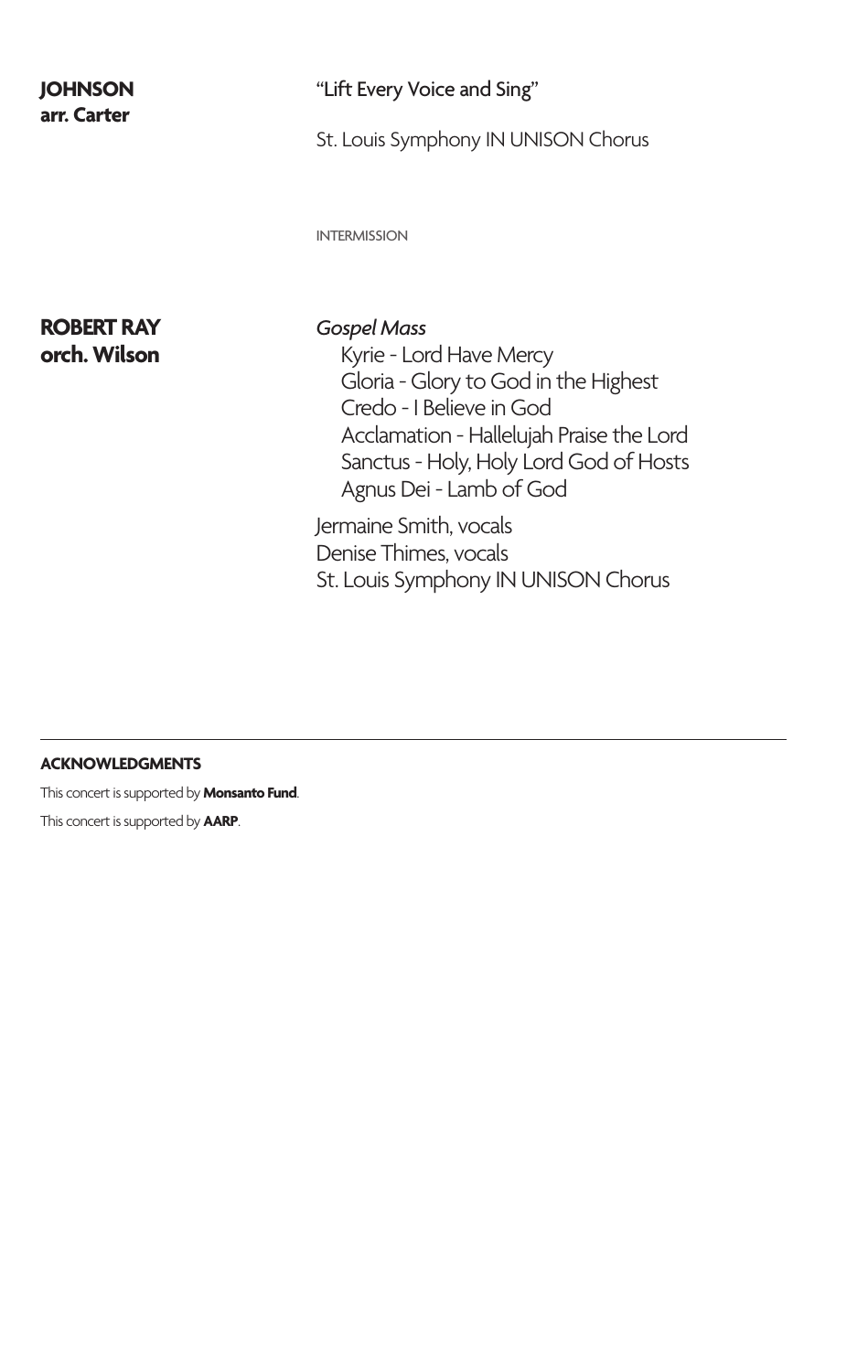**JOHNSON**
**arr. Carter**

"Lift Every Voice and Sing"

St. Louis Symphony IN UNISON Chorus

INTERMISSION

**ROBERT RAY**
**orch. Wilson**

*Gospel Mass*

- Kyrie - Lord Have Mercy
- Gloria - Glory to God in the Highest
- Credo - I Believe in God
- Acclamation - Hallelujah Praise the Lord
- Sanctus - Holy, Holy Lord God of Hosts
- Agnus Dei - Lamb of God

Jermaine Smith, vocals
Denise Thimes, vocals
St. Louis Symphony IN UNISON Chorus

---

**ACKNOWLEDGMENTS**

This concert is supported by **Monsanto Fund**.

This concert is supported by **AARP**.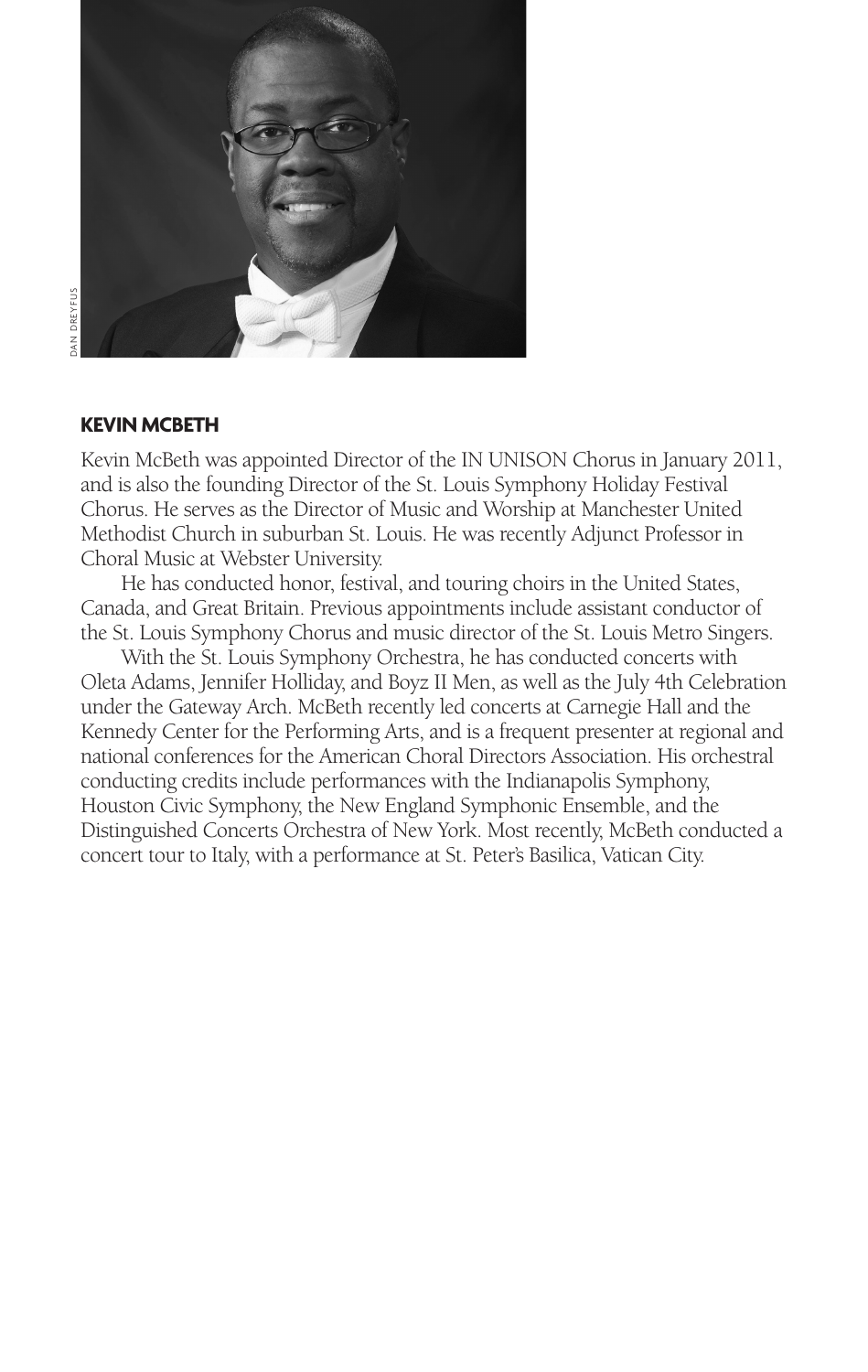DAN DREYFUS

## KEVIN MCBETH

Kevin McBeth was appointed Director of the IN UNISON Chorus in January 2011, and is also the founding Director of the St. Louis Symphony Holiday Festival Chorus. He serves as the Director of Music and Worship at Manchester United Methodist Church in suburban St. Louis. He was recently Adjunct Professor in Choral Music at Webster University.

He has conducted honor, festival, and touring choirs in the United States, Canada, and Great Britain. Previous appointments include assistant conductor of the St. Louis Symphony Chorus and music director of the St. Louis Metro Singers.

With the St. Louis Symphony Orchestra, he has conducted concerts with Oleta Adams, Jennifer Holliday, and Boyz II Men, as well as the July 4th Celebration under the Gateway Arch. McBeth recently led concerts at Carnegie Hall and the Kennedy Center for the Performing Arts, and is a frequent presenter at regional and national conferences for the American Choral Directors Association. His orchestral conducting credits include performances with the Indianapolis Symphony, Houston Civic Symphony, the New England Symphonic Ensemble, and the Distinguished Concerts Orchestra of New York. Most recently, McBeth conducted a concert tour to Italy, with a performance at St. Peter's Basilica, Vatican City.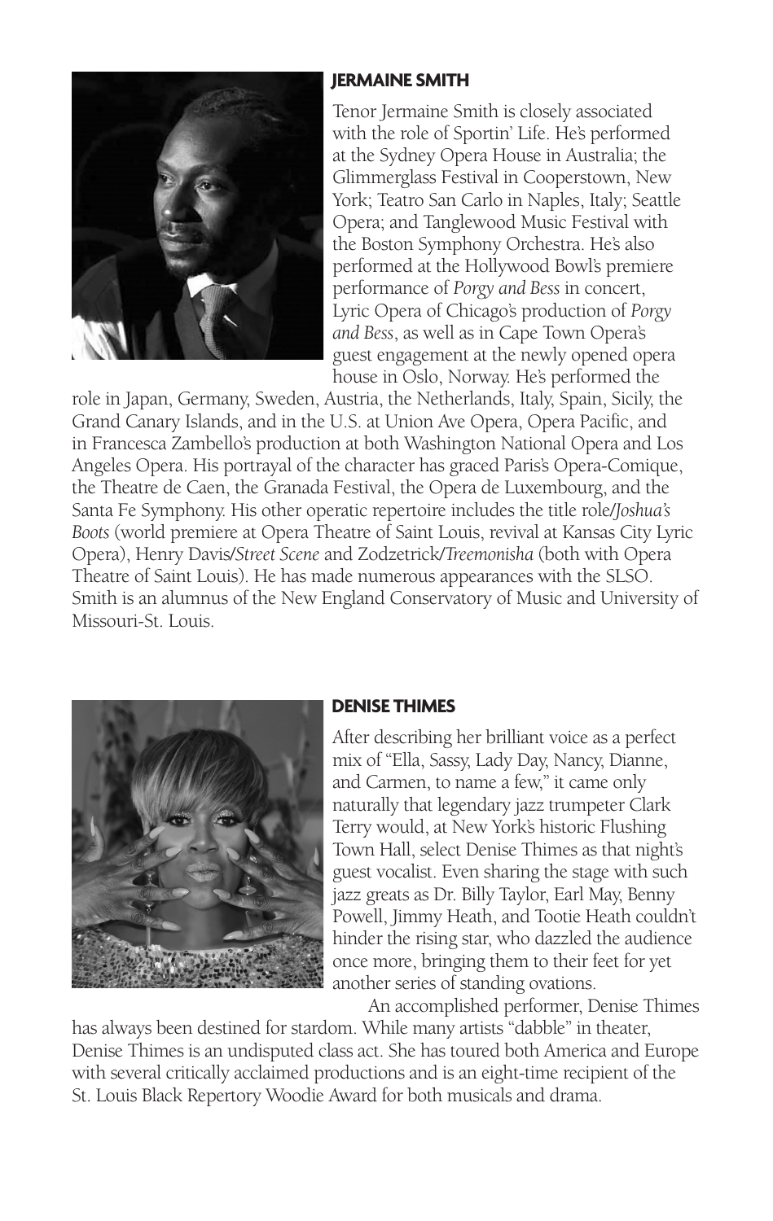## JERMAINE SMITH

Tenor Jermaine Smith is closely associated with the role of Sportin' Life. He's performed at the Sydney Opera House in Australia; the Glimmerglass Festival in Cooperstown, New York; Teatro San Carlo in Naples, Italy; Seattle Opera; and Tanglewood Music Festival with the Boston Symphony Orchestra. He's also performed at the Hollywood Bowl's premiere performance of *Porgy and Bess* in concert, Lyric Opera of Chicago's production of *Porgy and Bess*, as well as in Cape Town Opera's guest engagement at the newly opened opera house in Oslo, Norway. He's performed the role in Japan, Germany, Sweden, Austria, the Netherlands, Italy, Spain, Sicily, the Grand Canary Islands, and in the U.S. at Union Ave Opera, Opera Pacific, and in Francesca Zambello's production at both Washington National Opera and Los Angeles Opera. His portrayal of the character has graced Paris's Opera-Comique, the Theatre de Caen, the Granada Festival, the Opera de Luxembourg, and the Santa Fe Symphony. His other operatic repertoire includes the title role/*Joshua's Boots* (world premiere at Opera Theatre of Saint Louis, revival at Kansas City Lyric Opera), Henry Davis/*Street Scene* and Zodzetrick/*Treemonisha* (both with Opera Theatre of Saint Louis). He has made numerous appearances with the SLSO. Smith is an alumnus of the New England Conservatory of Music and University of Missouri-St. Louis.

## DENISE THIMES

After describing her brilliant voice as a perfect mix of "Ella, Sassy, Lady Day, Nancy, Dianne, and Carmen, to name a few," it came only naturally that legendary jazz trumpeter Clark Terry would, at New York's historic Flushing Town Hall, select Denise Thimes as that night's guest vocalist. Even sharing the stage with such jazz greats as Dr. Billy Taylor, Earl May, Benny Powell, Jimmy Heath, and Tootie Heath couldn't hinder the rising star, who dazzled the audience once more, bringing them to their feet for yet another series of standing ovations.

An accomplished performer, Denise Thimes has always been destined for stardom. While many artists "dabble" in theater, Denise Thimes is an undisputed class act. She has toured both America and Europe with several critically acclaimed productions and is an eight-time recipient of the St. Louis Black Repertory Woodie Award for both musicals and drama.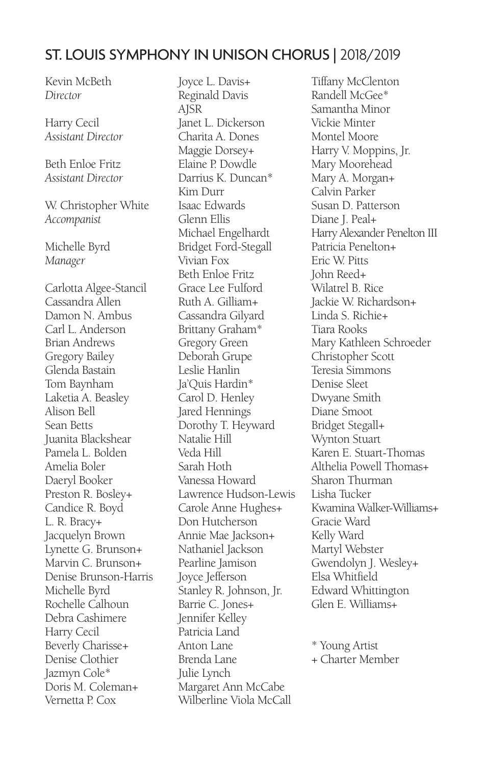## ST. LOUIS SYMPHONY IN UNISON CHORUS | 2018/2019

Kevin McBeth
*Director*

Harry Cecil
*Assistant Director*

Beth Enloe Fritz
*Assistant Director*

W. Christopher White
*Accompanist*

Michelle Byrd
*Manager*

Carlotta Algee-Stancil
Cassandra Allen
Damon N. Ambus
Carl L. Anderson
Brian Andrews
Gregory Bailey
Glenda Bastain
Tom Baynham
Laketia A. Beasley
Alison Bell
Sean Betts
Juanita Blackshear
Pamela L. Bolden
Amelia Boler
Daeryl Booker
Preston R. Bosley+
Candice R. Boyd
L. R. Bracy+
Jacquelyn Brown
Lynette G. Brunson+
Marvin C. Brunson+
Denise Brunson-Harris
Michelle Byrd
Rochelle Calhoun
Debra Cashimere
Harry Cecil
Beverly Charisse+
Denise Clothier
Jazmyn Cole*
Doris M. Coleman+
Vernetta P. Cox
Joyce L. Davis+
Reginald Davis
AJSR
Janet L. Dickerson
Charita A. Dones
Maggie Dorsey+
Elaine P. Dowdle
Darrius K. Duncan*
Kim Durr
Isaac Edwards
Glenn Ellis
Michael Engelhardt
Bridget Ford-Stegall
Vivian Fox
Beth Enloe Fritz
Grace Lee Fulford
Ruth A. Gilliam+
Cassandra Gilyard
Brittany Graham*
Gregory Green
Deborah Grupe
Leslie Hanlin
Ja'Quis Hardin*
Carol D. Henley
Jared Hennings
Dorothy T. Heyward
Natalie Hill
Veda Hill
Sarah Hoth
Vanessa Howard
Lawrence Hudson-Lewis
Carole Anne Hughes+
Don Hutcherson
Annie Mae Jackson+
Nathaniel Jackson
Pearline Jamison
Joyce Jefferson
Stanley R. Johnson, Jr.
Barrie C. Jones+
Jennifer Kelley
Patricia Land
Anton Lane
Brenda Lane
Julie Lynch
Margaret Ann McCabe
Wilberline Viola McCall
Tiffany McClenton
Randell McGee*
Samantha Minor
Vickie Minter
Montel Moore
Harry V. Moppins, Jr.
Mary Moorehead
Mary A. Morgan+
Calvin Parker
Susan D. Patterson
Diane J. Peal+
Harry Alexander Penelton III
Patricia Penelton+
Eric W. Pitts
John Reed+
Wilatrel B. Rice
Jackie W. Richardson+
Linda S. Richie+
Tiara Rooks
Mary Kathleen Schroeder
Christopher Scott
Teresia Simmons
Denise Sleet
Dwyane Smith
Diane Smoot
Bridget Stegall+
Wynton Stuart
Karen E. Stuart-Thomas
Althelia Powell Thomas+
Sharon Thurman
Lisha Tucker
Kwamina Walker-Williams+
Gracie Ward
Kelly Ward
Martyl Webster
Gwendolyn J. Wesley+
Elsa Whitfield
Edward Whittington
Glen E. Williams+

\* Young Artist
\+ Charter Member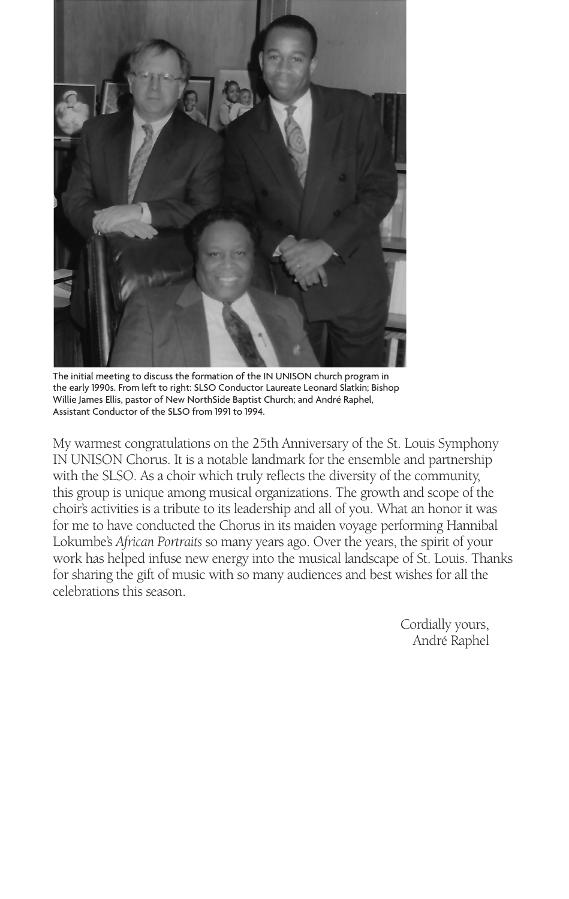The initial meeting to discuss the formation of the IN UNISON church program in the early 1990s. From left to right: SLSO Conductor Laureate Leonard Slatkin; Bishop Willie James Ellis, pastor of New NorthSide Baptist Church; and André Raphel, Assistant Conductor of the SLSO from 1991 to 1994.

My warmest congratulations on the 25th Anniversary of the St. Louis Symphony IN UNISON Chorus. It is a notable landmark for the ensemble and partnership with the SLSO. As a choir which truly reflects the diversity of the community, this group is unique among musical organizations. The growth and scope of the choir's activities is a tribute to its leadership and all of you. What an honor it was for me to have conducted the Chorus in its maiden voyage performing Hannibal Lokumbe's *African Portraits* so many years ago. Over the years, the spirit of your work has helped infuse new energy into the musical landscape of St. Louis. Thanks for sharing the gift of music with so many audiences and best wishes for all the celebrations this season.

Cordially yours,
André Raphel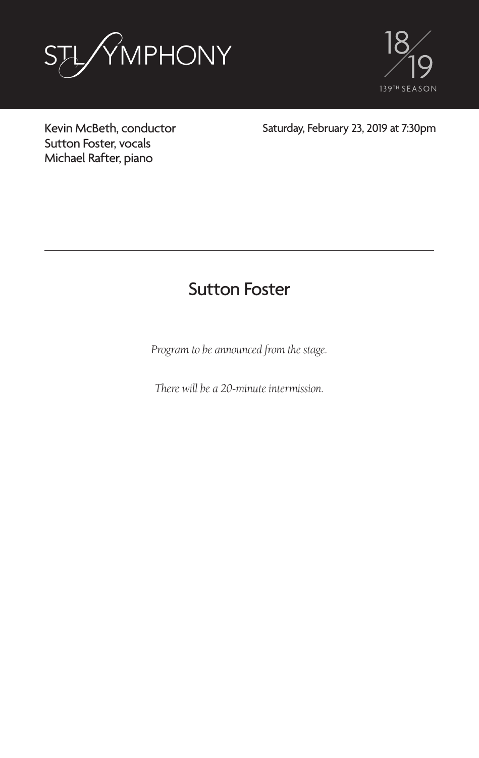STL SYMPHONY

18/19
139TH SEASON

Kevin McBeth, conductor
Sutton Foster, vocals
Michael Rafter, piano

Saturday, February 23, 2019 at 7:30pm

---

## Sutton Foster

*Program to be announced from the stage.*

*There will be a 20-minute intermission.*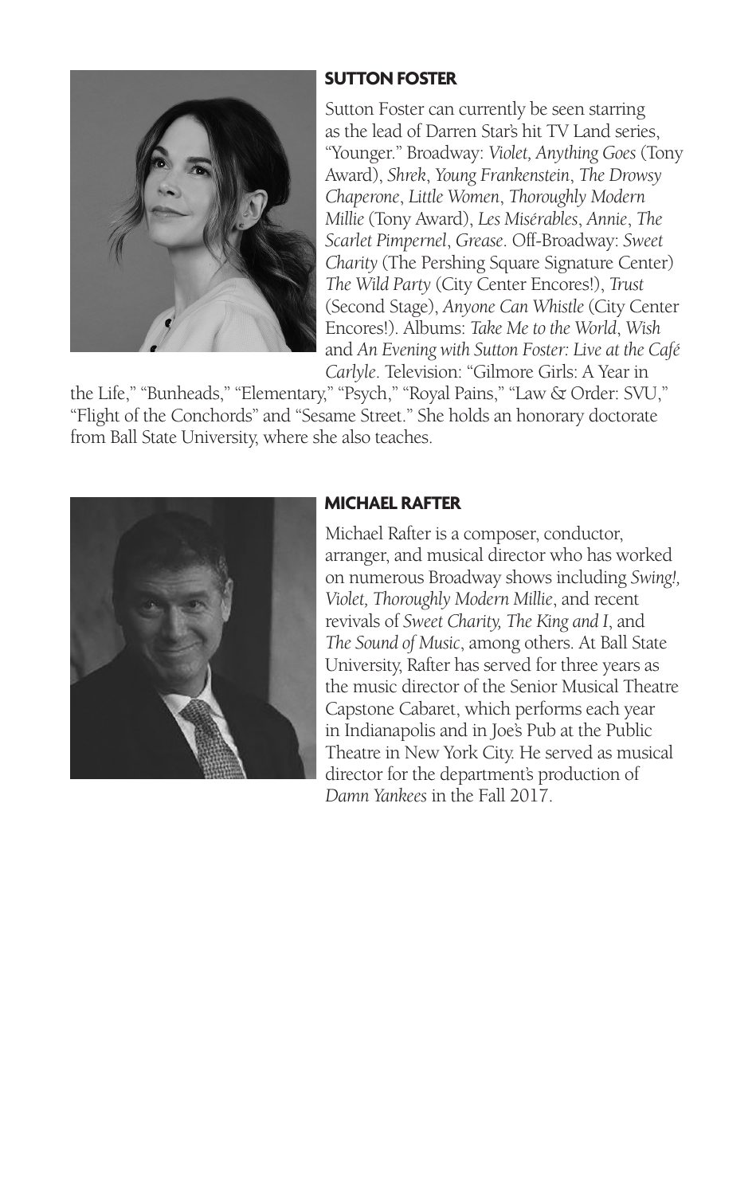### SUTTON FOSTER

Sutton Foster can currently be seen starring as the lead of Darren Star's hit TV Land series, "Younger." Broadway: *Violet, Anything Goes* (Tony Award), *Shrek*, *Young Frankenstein*, *The Drowsy Chaperone*, *Little Women*, *Thoroughly Modern Millie* (Tony Award), *Les Misérables*, *Annie*, *The Scarlet Pimpernel*, *Grease*. Off-Broadway: *Sweet Charity* (The Pershing Square Signature Center) *The Wild Party* (City Center Encores!), *Trust* (Second Stage), *Anyone Can Whistle* (City Center Encores!). Albums: *Take Me to the World*, *Wish* and *An Evening with Sutton Foster: Live at the Café Carlyle*. Television: "Gilmore Girls: A Year in the Life," "Bunheads," "Elementary," "Psych," "Royal Pains," "Law & Order: SVU," "Flight of the Conchords" and "Sesame Street." She holds an honorary doctorate from Ball State University, where she also teaches.

### MICHAEL RAFTER

Michael Rafter is a composer, conductor, arranger, and musical director who has worked on numerous Broadway shows including *Swing!, Violet, Thoroughly Modern Millie*, and recent revivals of *Sweet Charity, The King and I*, and *The Sound of Music*, among others. At Ball State University, Rafter has served for three years as the music director of the Senior Musical Theatre Capstone Cabaret, which performs each year in Indianapolis and in Joe's Pub at the Public Theatre in New York City. He served as musical director for the department's production of *Damn Yankees* in the Fall 2017.